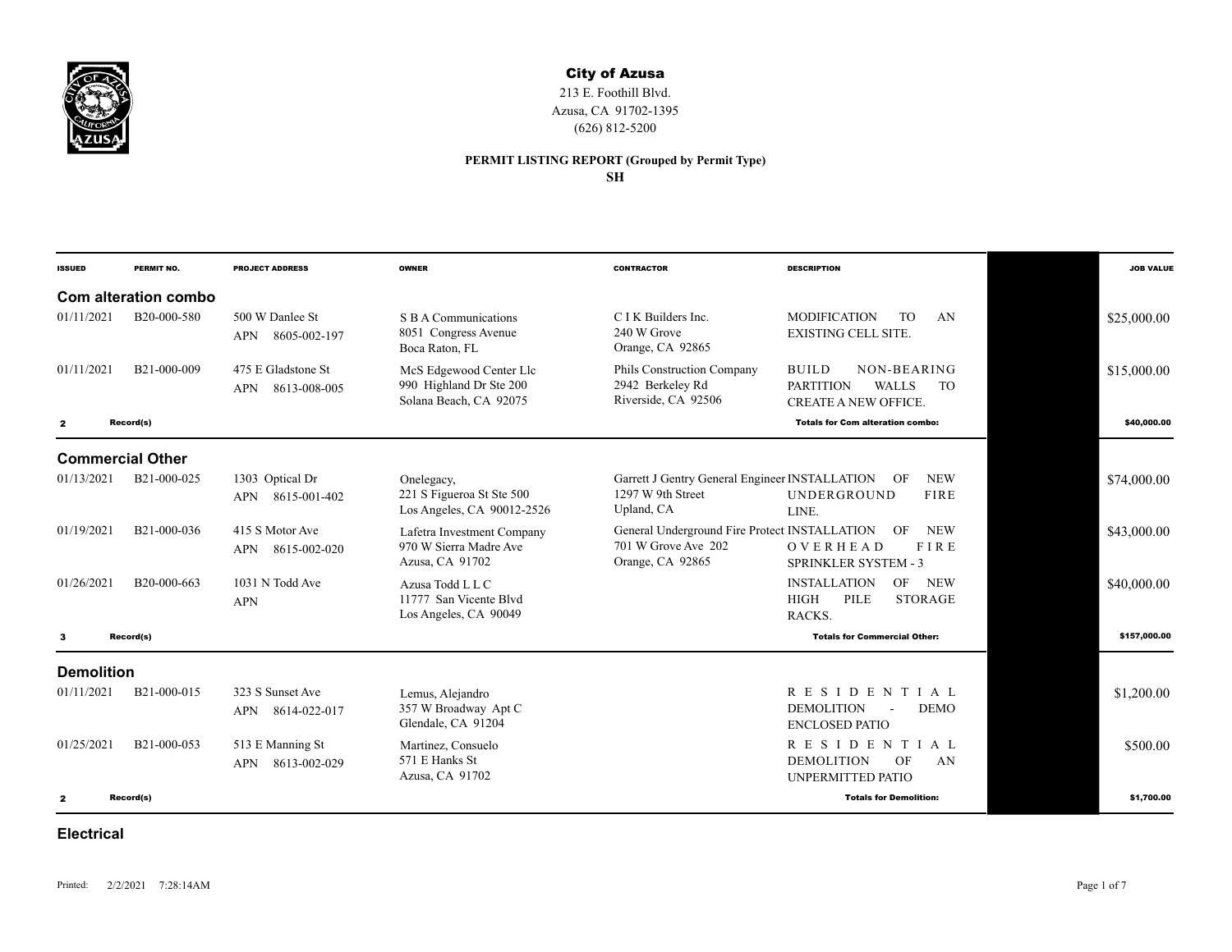# City of Azusa

213 E. Foothill Blvd.
Azusa, CA 91702-1395
(626) 812-5200

**PERMIT LISTING REPORT (Grouped by Permit Type)**
**SH**

| ISSUED | PERMIT NO. | PROJECT ADDRESS | OWNER | CONTRACTOR | DESCRIPTION | | JOB VALUE |
|---|---|---|---|---|---|---|---|
| **Com alteration combo** | | | | | | | |
| 01/11/2021 | B20-000-580 | 500 W Danlee St APN 8605-002-197 | S B A Communications 8051 Congress Avenue Boca Raton, FL | C I K Builders Inc. 240 W Grove Orange, CA 92865 | MODIFICATION TO AN EXISTING CELL SITE. | | $25,000.00 |
| 01/11/2021 | B21-000-009 | 475 E Gladstone St APN 8613-008-005 | McS Edgewood Center Llc 990 Highland Dr Ste 200 Solana Beach, CA 92075 | Phils Construction Company 2942 Berkeley Rd Riverside, CA 92506 | BUILD NON-BEARING PARTITION WALLS TO CREATE A NEW OFFICE. | | $15,000.00 |
| **2** | **Record(s)** | | | | **Totals for Com alteration combo:** | | **$40,000.00** |
| **Commercial Other** | | | | | | | |
| 01/13/2021 | B21-000-025 | 1303 Optical Dr APN 8615-001-402 | Onelegacy, 221 S Figueroa St Ste 500 Los Angeles, CA 90012-2526 | Garrett J Gentry General Engineer 1297 W 9th Street Upland, CA | INSTALLATION OF NEW UNDERGROUND FIRE LINE. | | $74,000.00 |
| 01/19/2021 | B21-000-036 | 415 S Motor Ave APN 8615-002-020 | Lafetra Investment Company 970 W Sierra Madre Ave Azusa, CA 91702 | General Underground Fire Protect 701 W Grove Ave 202 Orange, CA 92865 | INSTALLATION OF NEW OVERHEAD FIRE SPRINKLER SYSTEM - 3 | | $43,000.00 |
| 01/26/2021 | B20-000-663 | 1031 N Todd Ave APN | Azusa Todd L L C 11777 San Vicente Blvd Los Angeles, CA 90049 | | INSTALLATION OF NEW HIGH PILE STORAGE RACKS. | | $40,000.00 |
| **3** | **Record(s)** | | | | **Totals for Commercial Other:** | | **$157,000.00** |
| **Demolition** | | | | | | | |
| 01/11/2021 | B21-000-015 | 323 S Sunset Ave APN 8614-022-017 | Lemus, Alejandro 357 W Broadway Apt C Glendale, CA 91204 | | RESIDENTIAL DEMOLITION - DEMO ENCLOSED PATIO | | $1,200.00 |
| 01/25/2021 | B21-000-053 | 513 E Manning St APN 8613-002-029 | Martinez, Consuelo 571 E Hanks St Azusa, CA 91702 | | RESIDENTIAL DEMOLITION OF AN UNPERMITTED PATIO | | $500.00 |
| **2** | **Record(s)** | | | | **Totals for Demolition:** | | **$1,700.00** |

**Electrical**

Printed: 2/2/2021 7:28:14AM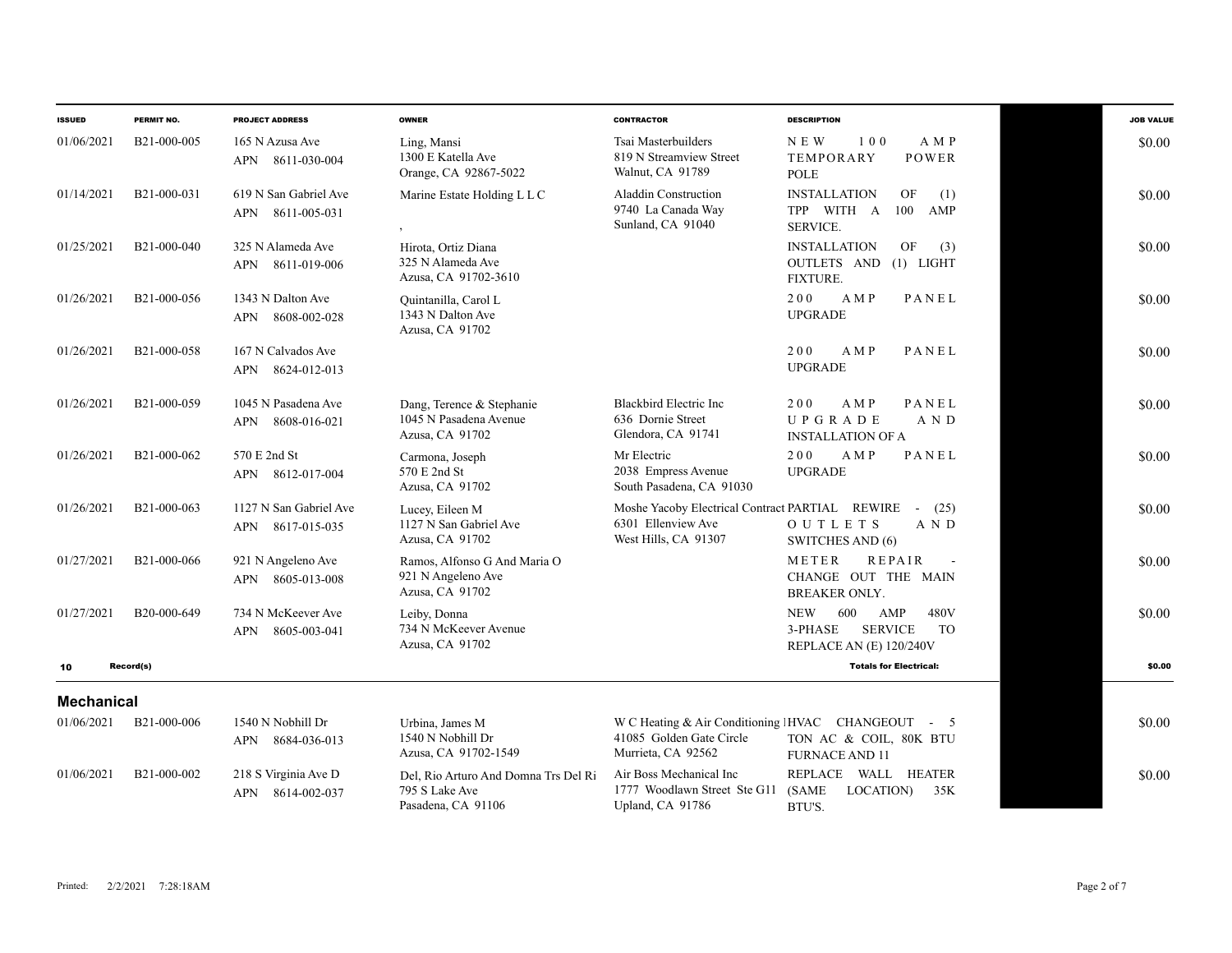| ISSUED | PERMIT NO. | PROJECT ADDRESS | OWNER | CONTRACTOR | DESCRIPTION | JOB VALUE |
|---|---|---|---|---|---|---|
| 01/06/2021 | B21-000-005 | 165 N Azusa Ave<br>APN 8611-030-004 | Ling, Mansi<br>1300 E Katella Ave<br>Orange, CA 92867-5022 | Tsai Masterbuilders<br>819 N Streamview Street<br>Walnut, CA 91789 | NEW 100 AMP TEMPORARY POWER POLE | $0.00 |
| 01/14/2021 | B21-000-031 | 619 N San Gabriel Ave<br>APN 8611-005-031 | Marine Estate Holding L L C<br>, | Aladdin Construction<br>9740 La Canada Way<br>Sunland, CA 91040 | INSTALLATION OF (1) TPP WITH A 100 AMP SERVICE. | $0.00 |
| 01/25/2021 | B21-000-040 | 325 N Alameda Ave<br>APN 8611-019-006 | Hirota, Ortiz Diana<br>325 N Alameda Ave<br>Azusa, CA 91702-3610 | | INSTALLATION OF (3) OUTLETS AND (1) LIGHT FIXTURE. | $0.00 |
| 01/26/2021 | B21-000-056 | 1343 N Dalton Ave<br>APN 8608-002-028 | Quintanilla, Carol L<br>1343 N Dalton Ave<br>Azusa, CA 91702 | | 200 AMP PANEL UPGRADE | $0.00 |
| 01/26/2021 | B21-000-058 | 167 N Calvados Ave<br>APN 8624-012-013 | | | 200 AMP PANEL UPGRADE | $0.00 |
| 01/26/2021 | B21-000-059 | 1045 N Pasadena Ave<br>APN 8608-016-021 | Dang, Terence & Stephanie<br>1045 N Pasadena Avenue<br>Azusa, CA 91702 | Blackbird Electric Inc<br>636 Dornie Street<br>Glendora, CA 91741 | 200 AMP PANEL UPGRADE AND INSTALLATION OF A | $0.00 |
| 01/26/2021 | B21-000-062 | 570 E 2nd St<br>APN 8612-017-004 | Carmona, Joseph<br>570 E 2nd St<br>Azusa, CA 91702 | Mr Electric<br>2038 Empress Avenue<br>South Pasadena, CA 91030 | 200 AMP PANEL UPGRADE | $0.00 |
| 01/26/2021 | B21-000-063 | 1127 N San Gabriel Ave<br>APN 8617-015-035 | Lucey, Eileen M<br>1127 N San Gabriel Ave<br>Azusa, CA 91702 | Moshe Yacoby Electrical Contract<br>6301 Ellenview Ave<br>West Hills, CA 91307 | PARTIAL REWIRE - (25) OUTLETS AND SWITCHES AND (6) | $0.00 |
| 01/27/2021 | B21-000-066 | 921 N Angeleno Ave<br>APN 8605-013-008 | Ramos, Alfonso G And Maria O<br>921 N Angeleno Ave<br>Azusa, CA 91702 | | METER REPAIR - CHANGE OUT THE MAIN BREAKER ONLY. | $0.00 |
| 01/27/2021 | B20-000-649 | 734 N McKeever Ave<br>APN 8605-003-041 | Leiby, Donna<br>734 N McKeever Avenue<br>Azusa, CA 91702 | | NEW 600 AMP 480V 3-PHASE SERVICE TO REPLACE AN (E) 120/240V | $0.00 |
| **10** | **Record(s)** | | | | **Totals for Electrical:** | **$0.00** |

## Mechanical

| ISSUED | PERMIT NO. | PROJECT ADDRESS | OWNER | CONTRACTOR | DESCRIPTION | JOB VALUE |
|---|---|---|---|---|---|---|
| 01/06/2021 | B21-000-006 | 1540 N Nobhill Dr<br>APN 8684-036-013 | Urbina, James M<br>1540 N Nobhill Dr<br>Azusa, CA 91702-1549 | W C Heating & Air Conditioning I<br>41085 Golden Gate Circle<br>Murrieta, CA 92562 | HVAC CHANGEOUT - 5 TON AC & COIL, 80K BTU FURNACE AND 11 | $0.00 |
| 01/06/2021 | B21-000-002 | 218 S Virginia Ave D<br>APN 8614-002-037 | Del, Rio Arturo And Domna Trs Del Ri<br>795 S Lake Ave<br>Pasadena, CA 91106 | Air Boss Mechanical Inc<br>1777 Woodlawn Street Ste G11<br>Upland, CA 91786 | REPLACE WALL HEATER (SAME LOCATION) 35K BTU'S. | $0.00 |

Printed: 2/2/2021 7:28:18AM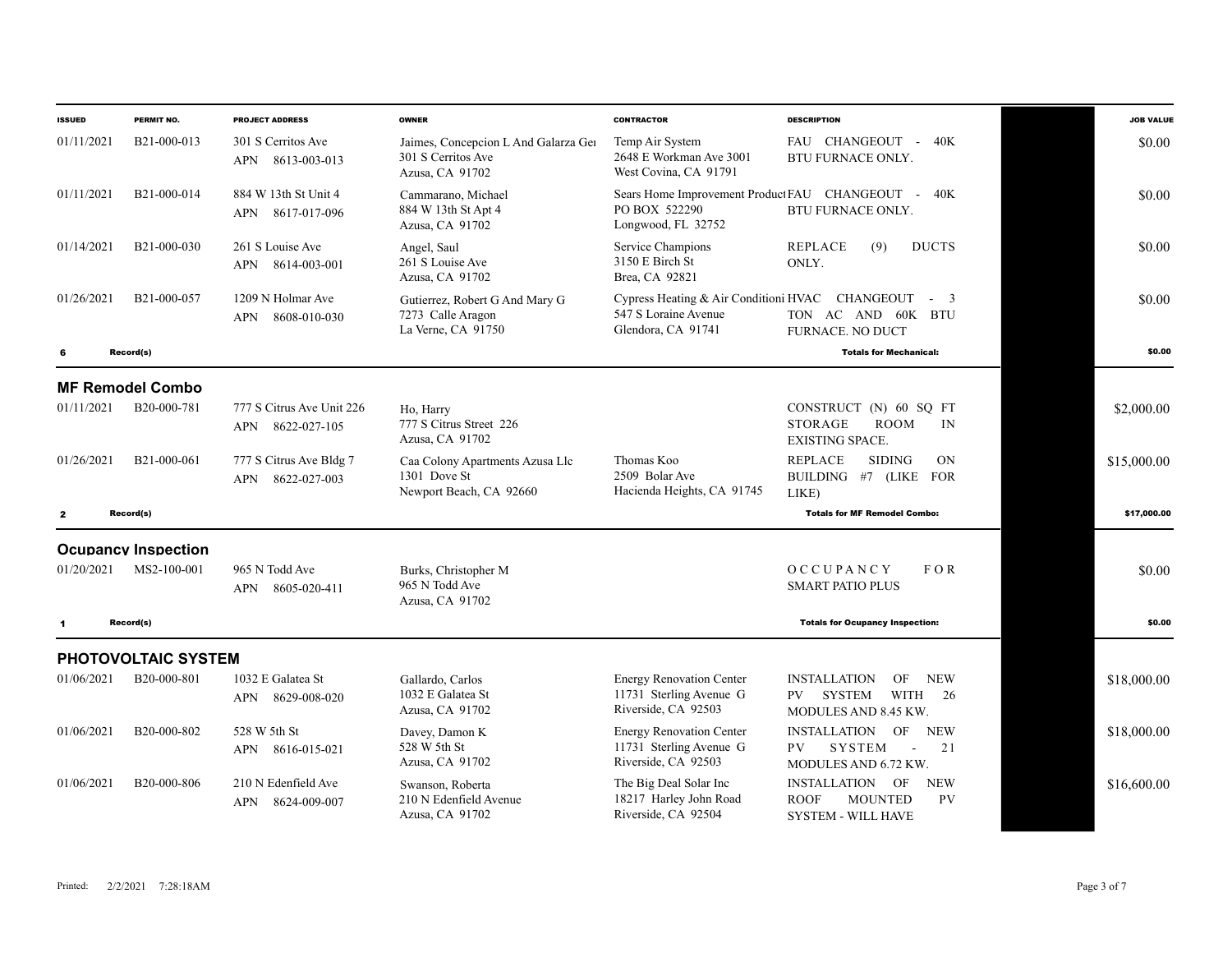| ISSUED | PERMIT NO. | PROJECT ADDRESS | OWNER | CONTRACTOR | DESCRIPTION | | JOB VALUE |
|---|---|---|---|---|---|---|---|
| 01/11/2021 | B21-000-013 | 301 S Cerritos Ave<br>APN 8613-003-013 | Jaimes, Concepcion L And Galarza Gei<br>301 S Cerritos Ave<br>Azusa, CA 91702 | Temp Air System<br>2648 E Workman Ave 3001<br>West Covina, CA 91791 | FAU CHANGEOUT - 40K BTU FURNACE ONLY. | | $0.00 |
| 01/11/2021 | B21-000-014 | 884 W 13th St Unit 4<br>APN 8617-017-096 | Cammarano, Michael<br>884 W 13th St Apt 4<br>Azusa, CA 91702 | Sears Home Improvement Product<br>PO BOX 522290<br>Longwood, FL 32752 | FAU CHANGEOUT - 40K BTU FURNACE ONLY. | | $0.00 |
| 01/14/2021 | B21-000-030 | 261 S Louise Ave<br>APN 8614-003-001 | Angel, Saul<br>261 S Louise Ave<br>Azusa, CA 91702 | Service Champions<br>3150 E Birch St<br>Brea, CA 92821 | REPLACE (9) DUCTS ONLY. | | $0.00 |
| 01/26/2021 | B21-000-057 | 1209 N Holmar Ave<br>APN 8608-010-030 | Gutierrez, Robert G And Mary G<br>7273 Calle Aragon<br>La Verne, CA 91750 | Cypress Heating & Air Conditioni<br>547 S Loraine Avenue<br>Glendora, CA 91741 | HVAC CHANGEOUT - 3 TON AC AND 60K BTU FURNACE. NO DUCT | | $0.00 |
| **6** | **Record(s)** | | | | **Totals for Mechanical:** | | **$0.00** |

## MF Remodel Combo

| ISSUED | PERMIT NO. | PROJECT ADDRESS | OWNER | CONTRACTOR | DESCRIPTION | | JOB VALUE |
|---|---|---|---|---|---|---|---|
| 01/11/2021 | B20-000-781 | 777 S Citrus Ave Unit 226<br>APN 8622-027-105 | Ho, Harry<br>777 S Citrus Street 226<br>Azusa, CA 91702 | | CONSTRUCT (N) 60 SQ FT STORAGE ROOM IN EXISTING SPACE. | | $2,000.00 |
| 01/26/2021 | B21-000-061 | 777 S Citrus Ave Bldg 7<br>APN 8622-027-003 | Caa Colony Apartments Azusa Llc<br>1301 Dove St<br>Newport Beach, CA 92660 | Thomas Koo<br>2509 Bolar Ave<br>Hacienda Heights, CA 91745 | REPLACE SIDING ON BUILDING #7 (LIKE FOR LIKE) | | $15,000.00 |
| **2** | **Record(s)** | | | | **Totals for MF Remodel Combo:** | | **$17,000.00** |

## Ocupancy Inspection

| ISSUED | PERMIT NO. | PROJECT ADDRESS | OWNER | CONTRACTOR | DESCRIPTION | | JOB VALUE |
|---|---|---|---|---|---|---|---|
| 01/20/2021 | MS2-100-001 | 965 N Todd Ave<br>APN 8605-020-411 | Burks, Christopher M<br>965 N Todd Ave<br>Azusa, CA 91702 | | OCCUPANCY FOR SMART PATIO PLUS | | $0.00 |
| **1** | **Record(s)** | | | | **Totals for Ocupancy Inspection:** | | **$0.00** |

## PHOTOVOLTAIC SYSTEM

| ISSUED | PERMIT NO. | PROJECT ADDRESS | OWNER | CONTRACTOR | DESCRIPTION | | JOB VALUE |
|---|---|---|---|---|---|---|---|
| 01/06/2021 | B20-000-801 | 1032 E Galatea St<br>APN 8629-008-020 | Gallardo, Carlos<br>1032 E Galatea St<br>Azusa, CA 91702 | Energy Renovation Center<br>11731 Sterling Avenue G<br>Riverside, CA 92503 | INSTALLATION OF NEW PV SYSTEM WITH 26 MODULES AND 8.45 KW. | | $18,000.00 |
| 01/06/2021 | B20-000-802 | 528 W 5th St<br>APN 8616-015-021 | Davey, Damon K<br>528 W 5th St<br>Azusa, CA 91702 | Energy Renovation Center<br>11731 Sterling Avenue G<br>Riverside, CA 92503 | INSTALLATION OF NEW PV SYSTEM - 21 MODULES AND 6.72 KW. | | $18,000.00 |
| 01/06/2021 | B20-000-806 | 210 N Edenfield Ave<br>APN 8624-009-007 | Swanson, Roberta<br>210 N Edenfield Avenue<br>Azusa, CA 91702 | The Big Deal Solar Inc<br>18217 Harley John Road<br>Riverside, CA 92504 | INSTALLATION OF NEW ROOF MOUNTED PV SYSTEM - WILL HAVE | | $16,600.00 |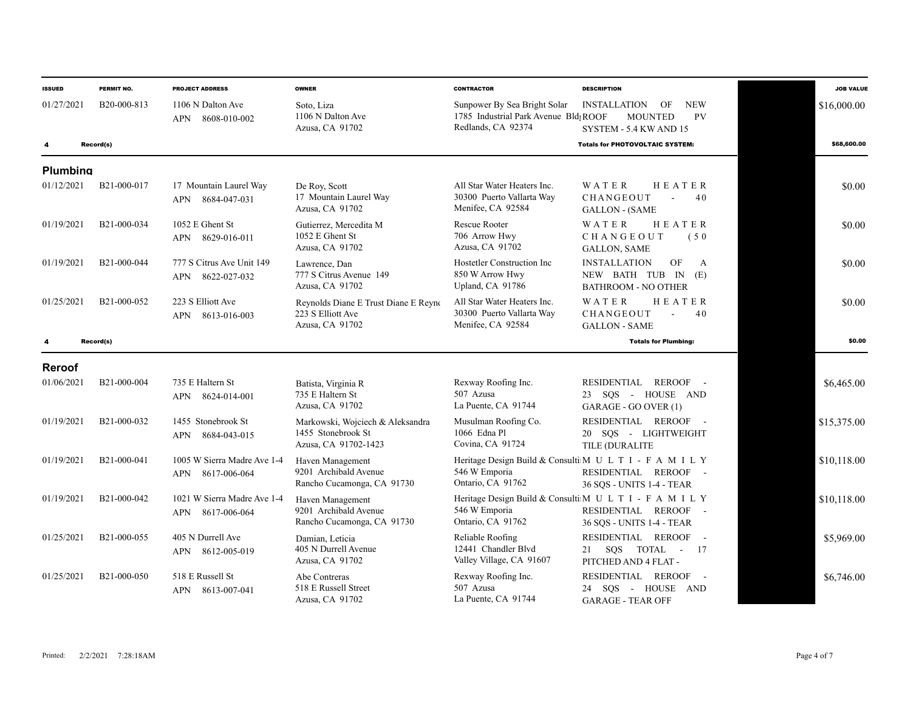| ISSUED | PERMIT NO. | PROJECT ADDRESS | OWNER | CONTRACTOR | DESCRIPTION | | JOB VALUE |
|---|---|---|---|---|---|---|---|
| 01/27/2021 | B20-000-813 | 1106 N Dalton Ave<br>APN 8608-010-002 | Soto, Liza<br>1106 N Dalton Ave<br>Azusa, CA 91702 | Sunpower By Sea Bright Solar<br>1785 Industrial Park Avenue Bld<br>Redlands, CA 92374 | INSTALLATION OF NEW ROOF MOUNTED PV SYSTEM - 5.4 KW AND 15 | | $16,000.00 |
| 4 | Record(s) | | | | Totals for PHOTOVOLTAIC SYSTEM: | | $68,600.00 |

## Plumbing

| ISSUED | PERMIT NO. | PROJECT ADDRESS | OWNER | CONTRACTOR | DESCRIPTION | | JOB VALUE |
|---|---|---|---|---|---|---|---|
| 01/12/2021 | B21-000-017 | 17 Mountain Laurel Way<br>APN 8684-047-031 | De Roy, Scott<br>17 Mountain Laurel Way<br>Azusa, CA 91702 | All Star Water Heaters Inc.<br>30300 Puerto Vallarta Way<br>Menifee, CA 92584 | WATER HEATER CHANGEOUT - 40 GALLON - (SAME | | $0.00 |
| 01/19/2021 | B21-000-034 | 1052 E Ghent St<br>APN 8629-016-011 | Gutierrez, Mercedita M<br>1052 E Ghent St<br>Azusa, CA 91702 | Rescue Rooter<br>706 Arrow Hwy<br>Azusa, CA 91702 | WATER HEATER CHANGEOUT (50 GALLON, SAME | | $0.00 |
| 01/19/2021 | B21-000-044 | 777 S Citrus Ave Unit 149<br>APN 8622-027-032 | Lawrence, Dan<br>777 S Citrus Avenue 149<br>Azusa, CA 91702 | Hostetler Construction Inc<br>850 W Arrow Hwy<br>Upland, CA 91786 | INSTALLATION OF A NEW BATH TUB IN (E) BATHROOM - NO OTHER | | $0.00 |
| 01/25/2021 | B21-000-052 | 223 S Elliott Ave<br>APN 8613-016-003 | Reynolds Diane E Trust Diane E Reyno<br>223 S Elliott Ave<br>Azusa, CA 91702 | All Star Water Heaters Inc.<br>30300 Puerto Vallarta Way<br>Menifee, CA 92584 | WATER HEATER CHANGEOUT - 40 GALLON - SAME | | $0.00 |
| 4 | Record(s) | | | | Totals for Plumbing: | | $0.00 |

## Reroof

| ISSUED | PERMIT NO. | PROJECT ADDRESS | OWNER | CONTRACTOR | DESCRIPTION | | JOB VALUE |
|---|---|---|---|---|---|---|---|
| 01/06/2021 | B21-000-004 | 735 E Haltern St<br>APN 8624-014-001 | Batista, Virginia R<br>735 E Haltern St<br>Azusa, CA 91702 | Rexway Roofing Inc.<br>507 Azusa<br>La Puente, CA 91744 | RESIDENTIAL REROOF - 23 SQS - HOUSE AND GARAGE - GO OVER (1) | | $6,465.00 |
| 01/19/2021 | B21-000-032 | 1455 Stonebrook St<br>APN 8684-043-015 | Markowski, Wojciech & Aleksandra<br>1455 Stonebrook St<br>Azusa, CA 91702-1423 | Musulman Roofing Co.<br>1066 Edna Pl<br>Covina, CA 91724 | RESIDENTIAL REROOF - 20 SQS - LIGHTWEIGHT TILE (DURALITE | | $15,375.00 |
| 01/19/2021 | B21-000-041 | 1005 W Sierra Madre Ave 1-4<br>APN 8617-006-064 | Haven Management<br>9201 Archibald Avenue<br>Rancho Cucamonga, CA 91730 | Heritage Design Build & Consulti<br>546 W Emporia<br>Ontario, CA 91762 | MULTI-FAMILY RESIDENTIAL REROOF - 36 SQS - UNITS 1-4 - TEAR | | $10,118.00 |
| 01/19/2021 | B21-000-042 | 1021 W Sierra Madre Ave 1-4<br>APN 8617-006-064 | Haven Management<br>9201 Archibald Avenue<br>Rancho Cucamonga, CA 91730 | Heritage Design Build & Consulti<br>546 W Emporia<br>Ontario, CA 91762 | MULTI-FAMILY RESIDENTIAL REROOF - 36 SQS - UNITS 1-4 - TEAR | | $10,118.00 |
| 01/25/2021 | B21-000-055 | 405 N Durrell Ave<br>APN 8612-005-019 | Damian, Leticia<br>405 N Durrell Avenue<br>Azusa, CA 91702 | Reliable Roofing<br>12441 Chandler Blvd<br>Valley Village, CA 91607 | RESIDENTIAL REROOF - 21 SQS TOTAL - 17 PITCHED AND 4 FLAT - | | $5,969.00 |
| 01/25/2021 | B21-000-050 | 518 E Russell St<br>APN 8613-007-041 | Abe Contreras<br>518 E Russell Street<br>Azusa, CA 91702 | Rexway Roofing Inc.<br>507 Azusa<br>La Puente, CA 91744 | RESIDENTIAL REROOF - 24 SQS - HOUSE AND GARAGE - TEAR OFF | | $6,746.00 |

Printed: 2/2/2021 7:28:18AM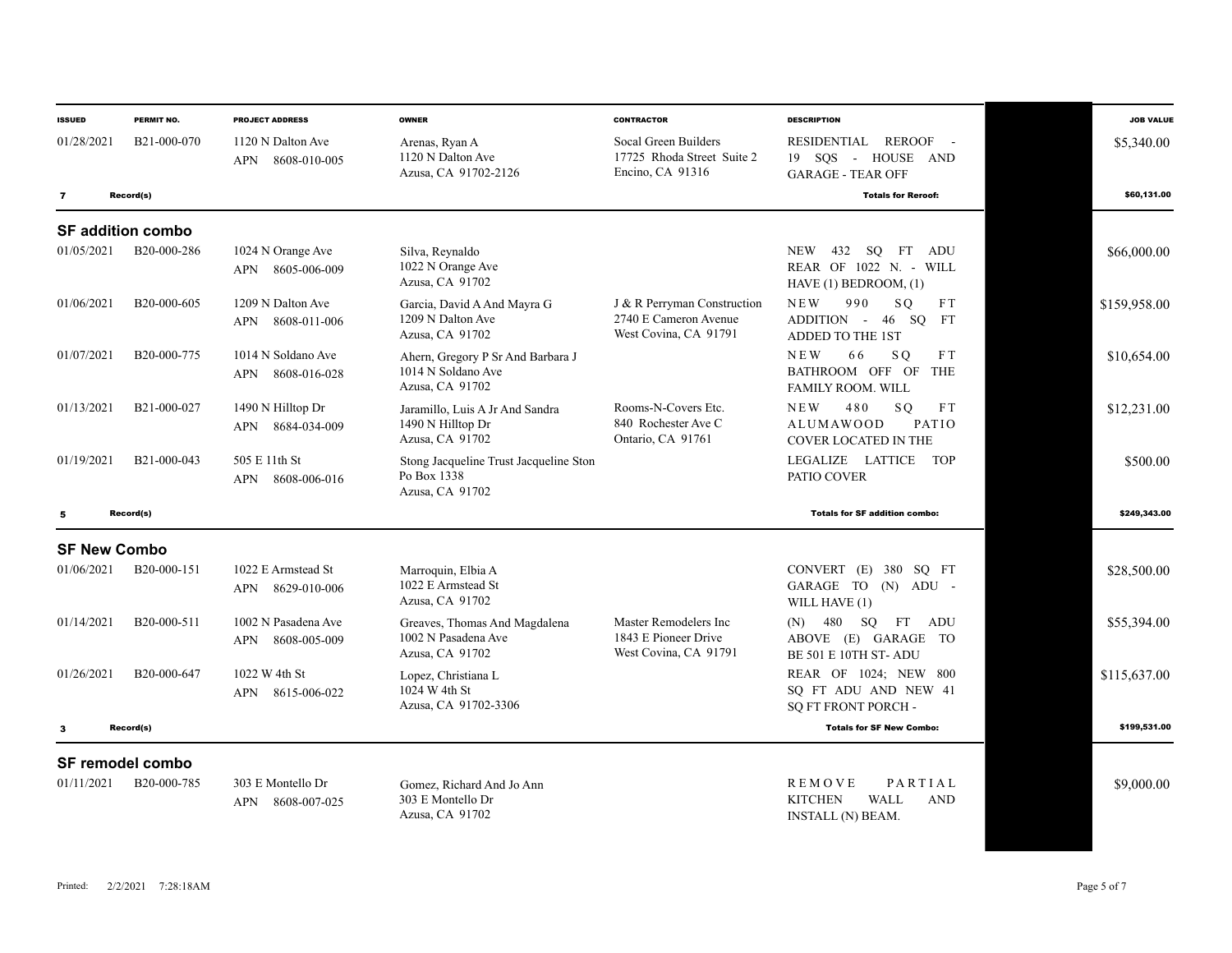| ISSUED | PERMIT NO. | PROJECT ADDRESS | OWNER | CONTRACTOR | DESCRIPTION | | JOB VALUE |
|---|---|---|---|---|---|---|---|
| 01/28/2021 | B21-000-070 | 1120 N Dalton Ave<br>APN 8608-010-005 | Arenas, Ryan A<br>1120 N Dalton Ave<br>Azusa, CA 91702-2126 | Socal Green Builders<br>17725 Rhoda Street Suite 2<br>Encino, CA 91316 | RESIDENTIAL REROOF - 19 SQS - HOUSE AND GARAGE - TEAR OFF | | $5,340.00 |
| 7 | Record(s) | | | | Totals for Reroof: | | $60,131.00 |

## SF addition combo

| ISSUED | PERMIT NO. | PROJECT ADDRESS | OWNER | CONTRACTOR | DESCRIPTION | | JOB VALUE |
|---|---|---|---|---|---|---|---|
| 01/05/2021 | B20-000-286 | 1024 N Orange Ave<br>APN 8605-006-009 | Silva, Reynaldo<br>1022 N Orange Ave<br>Azusa, CA 91702 | | NEW 432 SQ FT ADU REAR OF 1022 N. - WILL HAVE (1) BEDROOM, (1) | | $66,000.00 |
| 01/06/2021 | B20-000-605 | 1209 N Dalton Ave<br>APN 8608-011-006 | Garcia, David A And Mayra G<br>1209 N Dalton Ave<br>Azusa, CA 91702 | J & R Perryman Construction<br>2740 E Cameron Avenue<br>West Covina, CA 91791 | NEW 990 SQ FT ADDITION - 46 SQ FT ADDED TO THE 1ST | | $159,958.00 |
| 01/07/2021 | B20-000-775 | 1014 N Soldano Ave<br>APN 8608-016-028 | Ahern, Gregory P Sr And Barbara J<br>1014 N Soldano Ave<br>Azusa, CA 91702 | | NEW 66 SQ FT BATHROOM OFF OF THE FAMILY ROOM. WILL | | $10,654.00 |
| 01/13/2021 | B21-000-027 | 1490 N Hilltop Dr<br>APN 8684-034-009 | Jaramillo, Luis A Jr And Sandra<br>1490 N Hilltop Dr<br>Azusa, CA 91702 | Rooms-N-Covers Etc.<br>840 Rochester Ave C<br>Ontario, CA 91761 | NEW 480 SQ FT ALUMAWOOD PATIO COVER LOCATED IN THE | | $12,231.00 |
| 01/19/2021 | B21-000-043 | 505 E 11th St<br>APN 8608-006-016 | Stong Jacqueline Trust Jacqueline Ston<br>Po Box 1338<br>Azusa, CA 91702 | | LEGALIZE LATTICE TOP PATIO COVER | | $500.00 |
| 5 | Record(s) | | | | Totals for SF addition combo: | | $249,343.00 |

## SF New Combo

| ISSUED | PERMIT NO. | PROJECT ADDRESS | OWNER | CONTRACTOR | DESCRIPTION | | JOB VALUE |
|---|---|---|---|---|---|---|---|
| 01/06/2021 | B20-000-151 | 1022 E Armstead St<br>APN 8629-010-006 | Marroquin, Elbia A<br>1022 E Armstead St<br>Azusa, CA 91702 | | CONVERT (E) 380 SQ FT GARAGE TO (N) ADU - WILL HAVE (1) | | $28,500.00 |
| 01/14/2021 | B20-000-511 | 1002 N Pasadena Ave<br>APN 8608-005-009 | Greaves, Thomas And Magdalena<br>1002 N Pasadena Ave<br>Azusa, CA 91702 | Master Remodelers Inc<br>1843 E Pioneer Drive<br>West Covina, CA 91791 | (N) 480 SQ FT ADU ABOVE (E) GARAGE TO BE 501 E 10TH ST- ADU | | $55,394.00 |
| 01/26/2021 | B20-000-647 | 1022 W 4th St<br>APN 8615-006-022 | Lopez, Christiana L<br>1024 W 4th St<br>Azusa, CA 91702-3306 | | REAR OF 1024; NEW 800 SQ FT ADU AND NEW 41 SQ FT FRONT PORCH - | | $115,637.00 |
| 3 | Record(s) | | | | Totals for SF New Combo: | | $199,531.00 |

## SF remodel combo

| ISSUED | PERMIT NO. | PROJECT ADDRESS | OWNER | CONTRACTOR | DESCRIPTION | | JOB VALUE |
|---|---|---|---|---|---|---|---|
| 01/11/2021 | B20-000-785 | 303 E Montello Dr<br>APN 8608-007-025 | Gomez, Richard And Jo Ann<br>303 E Montello Dr<br>Azusa, CA 91702 | | REMOVE PARTIAL KITCHEN WALL AND INSTALL (N) BEAM. | | $9,000.00 |

Printed: 2/2/2021 7:28:18AM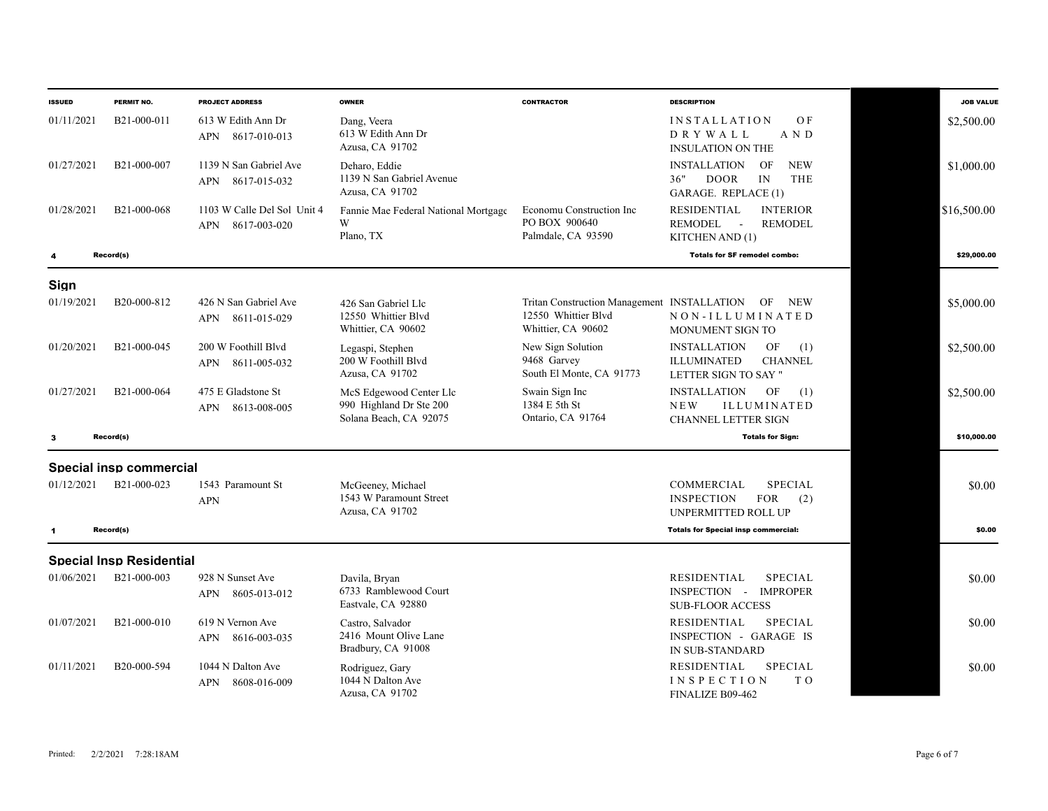| ISSUED | PERMIT NO. | PROJECT ADDRESS | OWNER | CONTRACTOR | DESCRIPTION | | JOB VALUE |
|---|---|---|---|---|---|---|---|
| 01/11/2021 | B21-000-011 | 613 W Edith Ann Dr<br>APN 8617-010-013 | Dang, Veera<br>613 W Edith Ann Dr<br>Azusa, CA 91702 | | INSTALLATION OF DRYWALL AND INSULATION ON THE | | $2,500.00 |
| 01/27/2021 | B21-000-007 | 1139 N San Gabriel Ave<br>APN 8617-015-032 | Deharo, Eddie<br>1139 N San Gabriel Avenue<br>Azusa, CA 91702 | | INSTALLATION OF NEW 36" DOOR IN THE GARAGE. REPLACE (1) | | $1,000.00 |
| 01/28/2021 | B21-000-068 | 1103 W Calle Del Sol Unit 4<br>APN 8617-003-020 | Fannie Mae Federal National Mortgage W<br>Plano, TX | Economu Construction Inc<br>PO BOX 900640<br>Palmdale, CA 93590 | RESIDENTIAL INTERIOR REMODEL - REMODEL KITCHEN AND (1) | | $16,500.00 |
| **4** | **Record(s)** | | | | **Totals for SF remodel combo:** | | **$29,000.00** |

## Sign

| ISSUED | PERMIT NO. | PROJECT ADDRESS | OWNER | CONTRACTOR | DESCRIPTION | | JOB VALUE |
|---|---|---|---|---|---|---|---|
| 01/19/2021 | B20-000-812 | 426 N San Gabriel Ave<br>APN 8611-015-029 | 426 San Gabriel Llc<br>12550 Whittier Blvd<br>Whittier, CA 90602 | Tritan Construction Management<br>12550 Whittier Blvd<br>Whittier, CA 90602 | INSTALLATION OF NEW NON-ILLUMINATED MONUMENT SIGN TO | | $5,000.00 |
| 01/20/2021 | B21-000-045 | 200 W Foothill Blvd<br>APN 8611-005-032 | Legaspi, Stephen<br>200 W Foothill Blvd<br>Azusa, CA 91702 | New Sign Solution<br>9468 Garvey<br>South El Monte, CA 91773 | INSTALLATION OF (1) ILLUMINATED CHANNEL LETTER SIGN TO SAY " | | $2,500.00 |
| 01/27/2021 | B21-000-064 | 475 E Gladstone St<br>APN 8613-008-005 | McS Edgewood Center Llc<br>990 Highland Dr Ste 200<br>Solana Beach, CA 92075 | Swain Sign Inc<br>1384 E 5th St<br>Ontario, CA 91764 | INSTALLATION OF (1) NEW ILLUMINATED CHANNEL LETTER SIGN | | $2,500.00 |
| **3** | **Record(s)** | | | | **Totals for Sign:** | | **$10,000.00** |

## Special insp commercial

| ISSUED | PERMIT NO. | PROJECT ADDRESS | OWNER | CONTRACTOR | DESCRIPTION | | JOB VALUE |
|---|---|---|---|---|---|---|---|
| 01/12/2021 | B21-000-023 | 1543 Paramount St<br>APN | McGeeney, Michael<br>1543 W Paramount Street<br>Azusa, CA 91702 | | COMMERCIAL SPECIAL INSPECTION FOR (2) UNPERMITTED ROLL UP | | $0.00 |
| **1** | **Record(s)** | | | | **Totals for Special insp commercial:** | | **$0.00** |

## Special Insp Residential

| ISSUED | PERMIT NO. | PROJECT ADDRESS | OWNER | CONTRACTOR | DESCRIPTION | | JOB VALUE |
|---|---|---|---|---|---|---|---|
| 01/06/2021 | B21-000-003 | 928 N Sunset Ave<br>APN 8605-013-012 | Davila, Bryan<br>6733 Ramblewood Court<br>Eastvale, CA 92880 | | RESIDENTIAL SPECIAL INSPECTION - IMPROPER SUB-FLOOR ACCESS | | $0.00 |
| 01/07/2021 | B21-000-010 | 619 N Vernon Ave<br>APN 8616-003-035 | Castro, Salvador<br>2416 Mount Olive Lane<br>Bradbury, CA 91008 | | RESIDENTIAL SPECIAL INSPECTION - GARAGE IS IN SUB-STANDARD | | $0.00 |
| 01/11/2021 | B20-000-594 | 1044 N Dalton Ave<br>APN 8608-016-009 | Rodriguez, Gary<br>1044 N Dalton Ave<br>Azusa, CA 91702 | | RESIDENTIAL SPECIAL INSPECTION TO FINALIZE B09-462 | | $0.00 |

Printed: 2/2/2021 7:28:18AM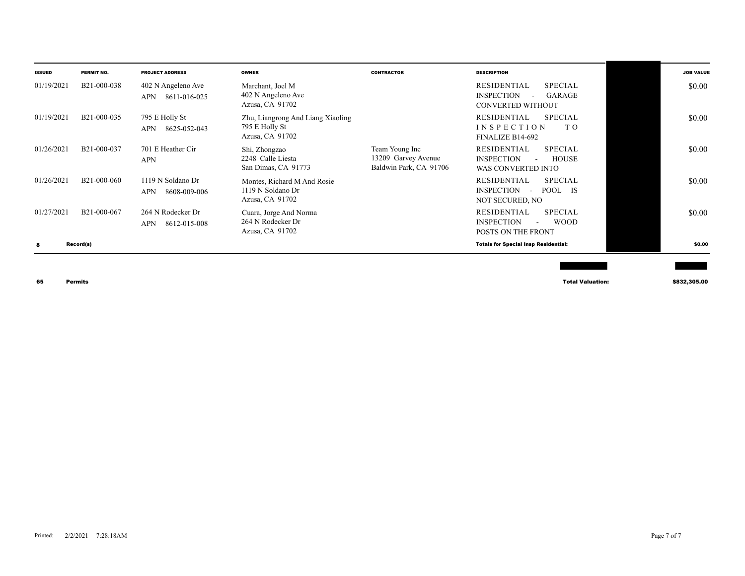| ISSUED | PERMIT NO. | PROJECT ADDRESS | OWNER | CONTRACTOR | DESCRIPTION | | JOB VALUE |
|---|---|---|---|---|---|---|---|
| 01/19/2021 | B21-000-038 | 402 N Angeleno Ave<br>APN 8611-016-025 | Marchant, Joel M<br>402 N Angeleno Ave<br>Azusa, CA 91702 | | RESIDENTIAL SPECIAL INSPECTION - GARAGE CONVERTED WITHOUT | | $0.00 |
| 01/19/2021 | B21-000-035 | 795 E Holly St<br>APN 8625-052-043 | Zhu, Liangrong And Liang Xiaoling<br>795 E Holly St<br>Azusa, CA 91702 | | RESIDENTIAL SPECIAL INSPECTION TO FINALIZE B14-692 | | $0.00 |
| 01/26/2021 | B21-000-037 | 701 E Heather Cir<br>APN | Shi, Zhongzao<br>2248 Calle Liesta<br>San Dimas, CA 91773 | Team Young Inc<br>13209 Garvey Avenue<br>Baldwin Park, CA 91706 | RESIDENTIAL SPECIAL INSPECTION - HOUSE WAS CONVERTED INTO | | $0.00 |
| 01/26/2021 | B21-000-060 | 1119 N Soldano Dr<br>APN 8608-009-006 | Montes, Richard M And Rosie<br>1119 N Soldano Dr<br>Azusa, CA 91702 | | RESIDENTIAL SPECIAL INSPECTION - POOL IS NOT SECURED, NO | | $0.00 |
| 01/27/2021 | B21-000-067 | 264 N Rodecker Dr<br>APN 8612-015-008 | Cuara, Jorge And Norma<br>264 N Rodecker Dr<br>Azusa, CA 91702 | | RESIDENTIAL SPECIAL INSPECTION - WOOD POSTS ON THE FRONT | | $0.00 |
| **8** | **Record(s)** | | | | **Totals for Special Insp Residential:** | | **$0.00** |

**65 Permits** **Total Valuation:** **$832,305.00**

Printed: 2/2/2021 7:28:18AM